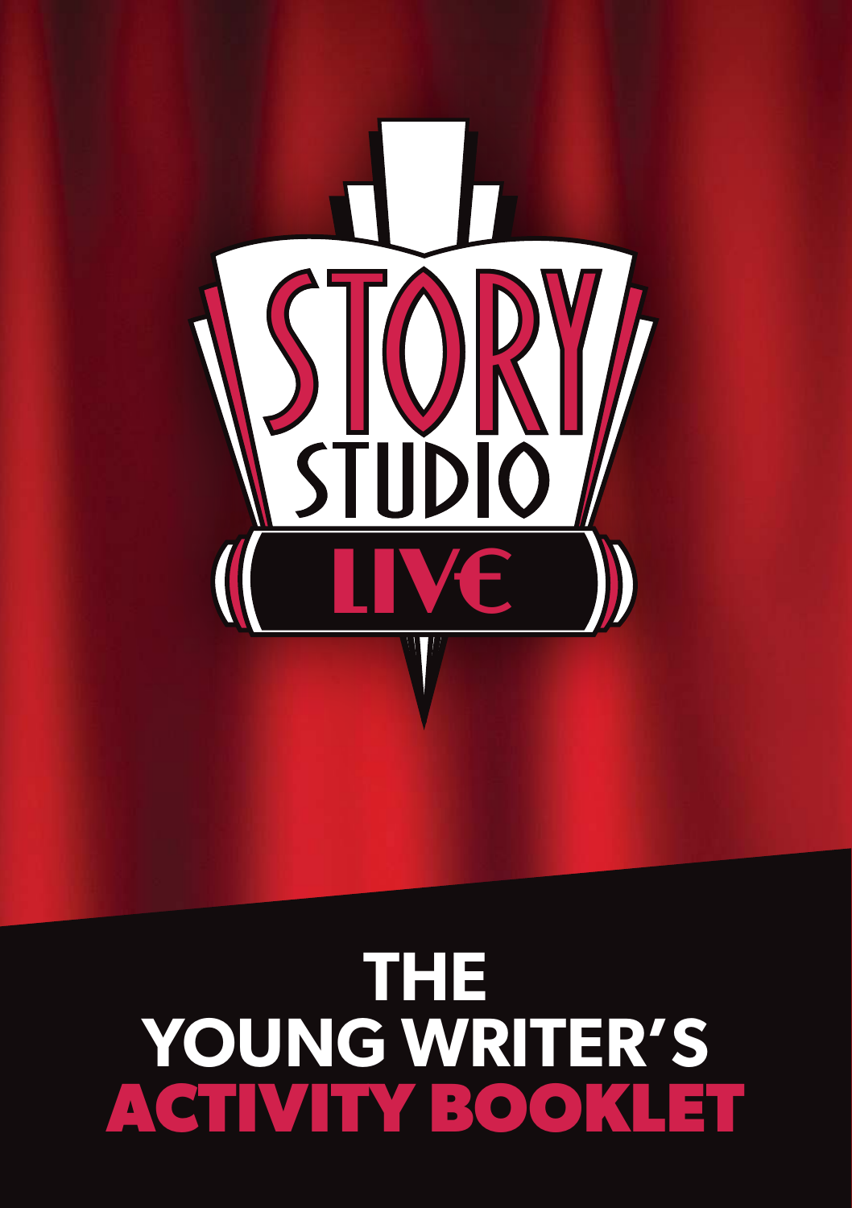STORY STUDIO LIVE

# THE YOUNG WRITER'S ACTIVITY BOOKLET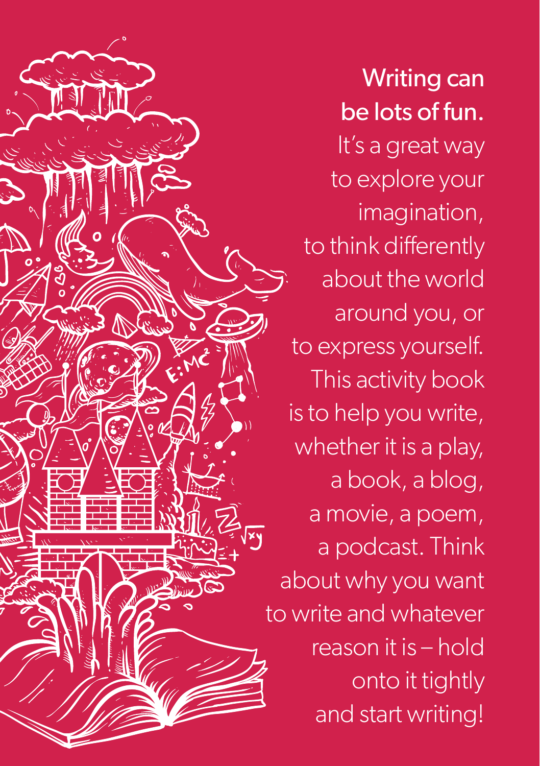**Writing can be lots of fun.** It's a great way to explore your imagination, to think differently about the world around you, or to express yourself. This activity book is to help you write, whether it is a play, a book, a blog, a movie, a poem, a podcast. Think about why you want to write and whatever reason it is – hold onto it tightly and start writing!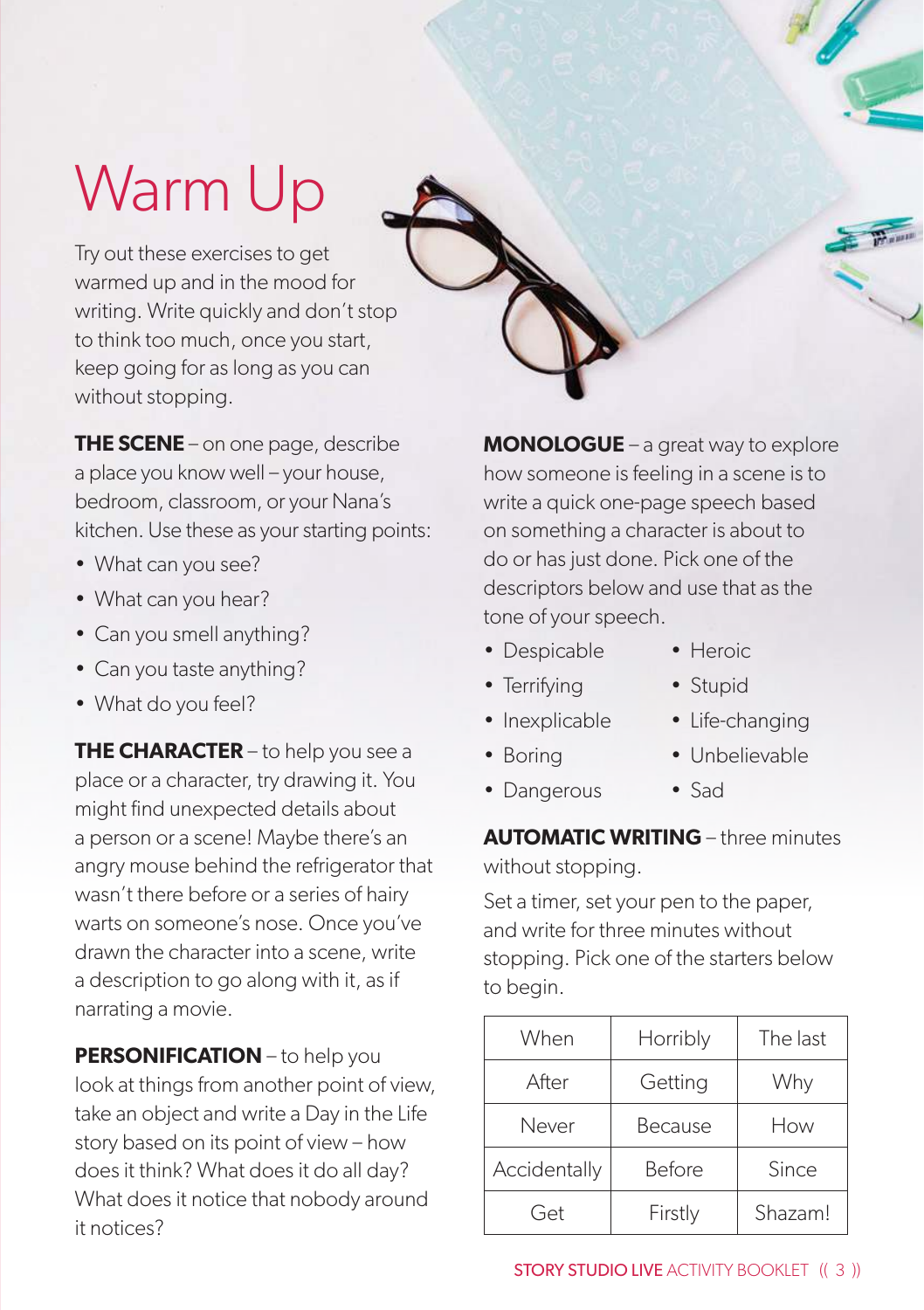# Warm Up

Try out these exercises to get warmed up and in the mood for writing. Write quickly and don't stop to think too much, once you start, keep going for as long as you can without stopping.

**THE SCENE** – on one page, describe a place you know well – your house, bedroom, classroom, or your Nana's kitchen. Use these as your starting points:

- What can you see?
- What can you hear?
- Can you smell anything?
- Can you taste anything?
- What do you feel?

**THE CHARACTER** – to help you see a place or a character, try drawing it. You might find unexpected details about a person or a scene! Maybe there's an angry mouse behind the refrigerator that wasn't there before or a series of hairy warts on someone's nose. Once you've drawn the character into a scene, write a description to go along with it, as if narrating a movie.

**PERSONIFICATION** – to help you look at things from another point of view, take an object and write a Day in the Life story based on its point of view – how does it think? What does it do all day? What does it notice that nobody around it notices?

**MONOLOGUE** – a great way to explore how someone is feeling in a scene is to write a quick one-page speech based on something a character is about to do or has just done. Pick one of the descriptors below and use that as the tone of your speech.

- Despicable
- Terrifying
- Inexplicable
- Boring
- Dangerous
- Heroic
- Stupid
- Life-changing
- Unbelievable
- Sad

**AUTOMATIC WRITING** – three minutes without stopping.

Set a timer, set your pen to the paper, and write for three minutes without stopping. Pick one of the starters below to begin.

| When | Horribly | The last |
|---|---|---|
| After | Getting | Why |
| Never | Because | How |
| Accidentally | Before | Since |
| Get | Firstly | Shazam! |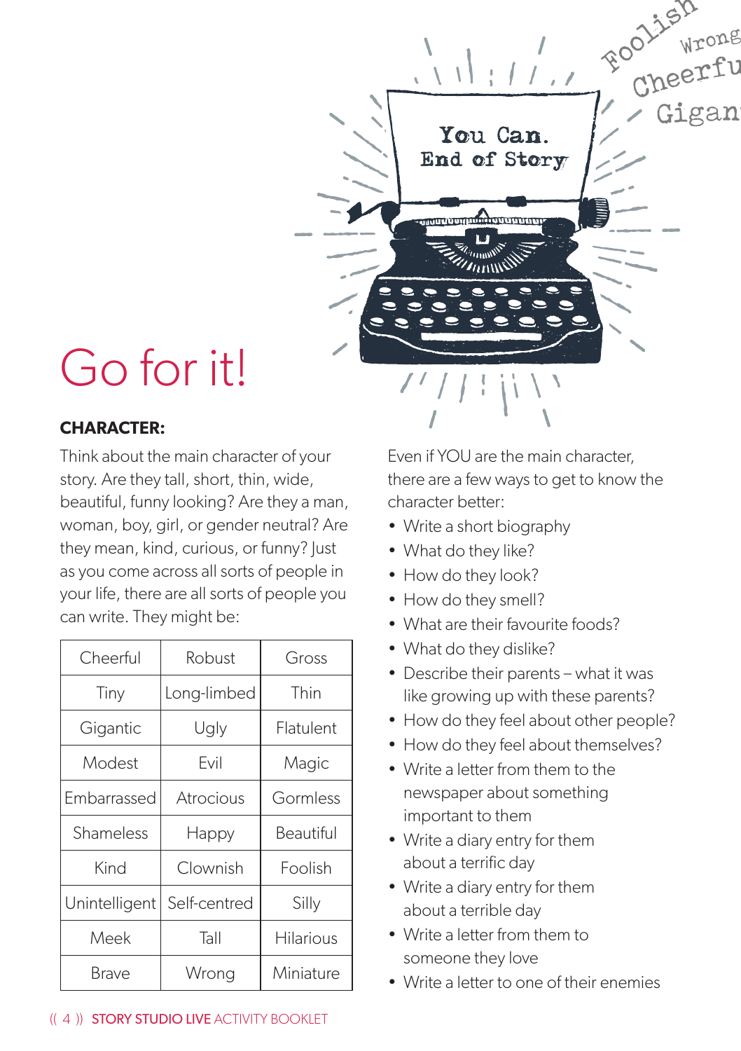# Go for it!

**CHARACTER:**

Think about the main character of your story. Are they tall, short, thin, wide, beautiful, funny looking? Are they a man, woman, boy, girl, or gender neutral? Are they mean, kind, curious, or funny? Just as you come across all sorts of people in your life, there are all sorts of people you can write. They might be:

| Cheerful | Robust | Gross |
|---|---|---|
| Tiny | Long-limbed | Thin |
| Gigantic | Ugly | Flatulent |
| Modest | Evil | Magic |
| Embarrassed | Atrocious | Gormless |
| Shameless | Happy | Beautiful |
| Kind | Clownish | Foolish |
| Unintelligent | Self-centred | Silly |
| Meek | Tall | Hilarious |
| Brave | Wrong | Miniature |

Even if YOU are the main character, there are a few ways to get to know the character better:

- Write a short biography
- What do they like?
- How do they look?
- How do they smell?
- What are their favourite foods?
- What do they dislike?
- Describe their parents – what it was like growing up with these parents?
- How do they feel about other people?
- How do they feel about themselves?
- Write a letter from them to the newspaper about something important to them
- Write a diary entry for them about a terrific day
- Write a diary entry for them about a terrible day
- Write a letter from them to someone they love
- Write a letter to one of their enemies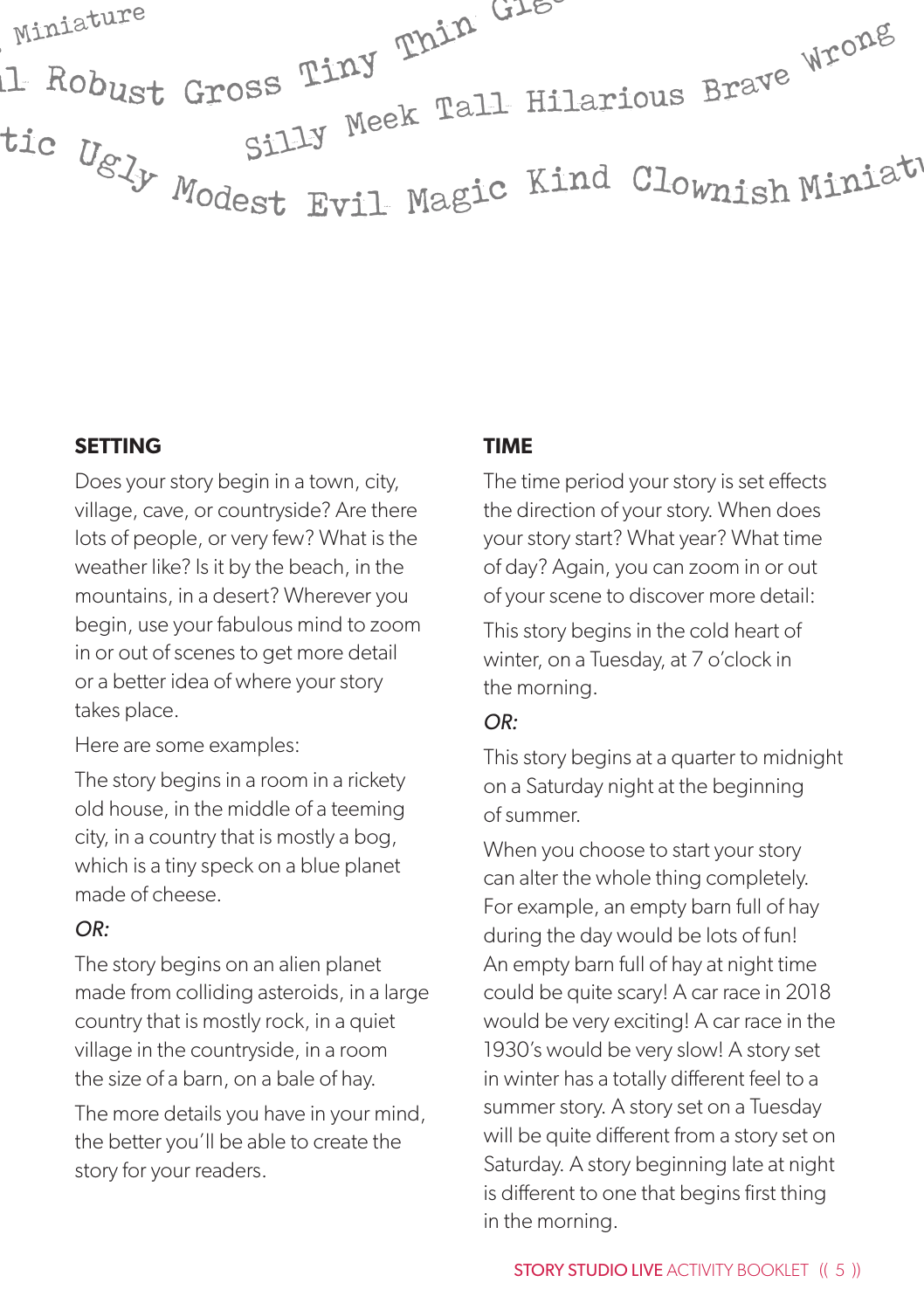## SETTING

Does your story begin in a town, city, village, cave, or countryside? Are there lots of people, or very few? What is the weather like? Is it by the beach, in the mountains, in a desert? Wherever you begin, use your fabulous mind to zoom in or out of scenes to get more detail or a better idea of where your story takes place.

Here are some examples:

The story begins in a room in a rickety old house, in the middle of a teeming city, in a country that is mostly a bog, which is a tiny speck on a blue planet made of cheese.

*OR:*

The story begins on an alien planet made from colliding asteroids, in a large country that is mostly rock, in a quiet village in the countryside, in a room the size of a barn, on a bale of hay.

The more details you have in your mind, the better you'll be able to create the story for your readers.

## TIME

The time period your story is set effects the direction of your story. When does your story start? What year? What time of day? Again, you can zoom in or out of your scene to discover more detail:

This story begins in the cold heart of winter, on a Tuesday, at 7 o'clock in the morning.

*OR:*

This story begins at a quarter to midnight on a Saturday night at the beginning of summer.

When you choose to start your story can alter the whole thing completely. For example, an empty barn full of hay during the day would be lots of fun! An empty barn full of hay at night time could be quite scary! A car race in 2018 would be very exciting! A car race in the 1930's would be very slow! A story set in winter has a totally different feel to a summer story. A story set on a Tuesday will be quite different from a story set on Saturday. A story beginning late at night is different to one that begins first thing in the morning.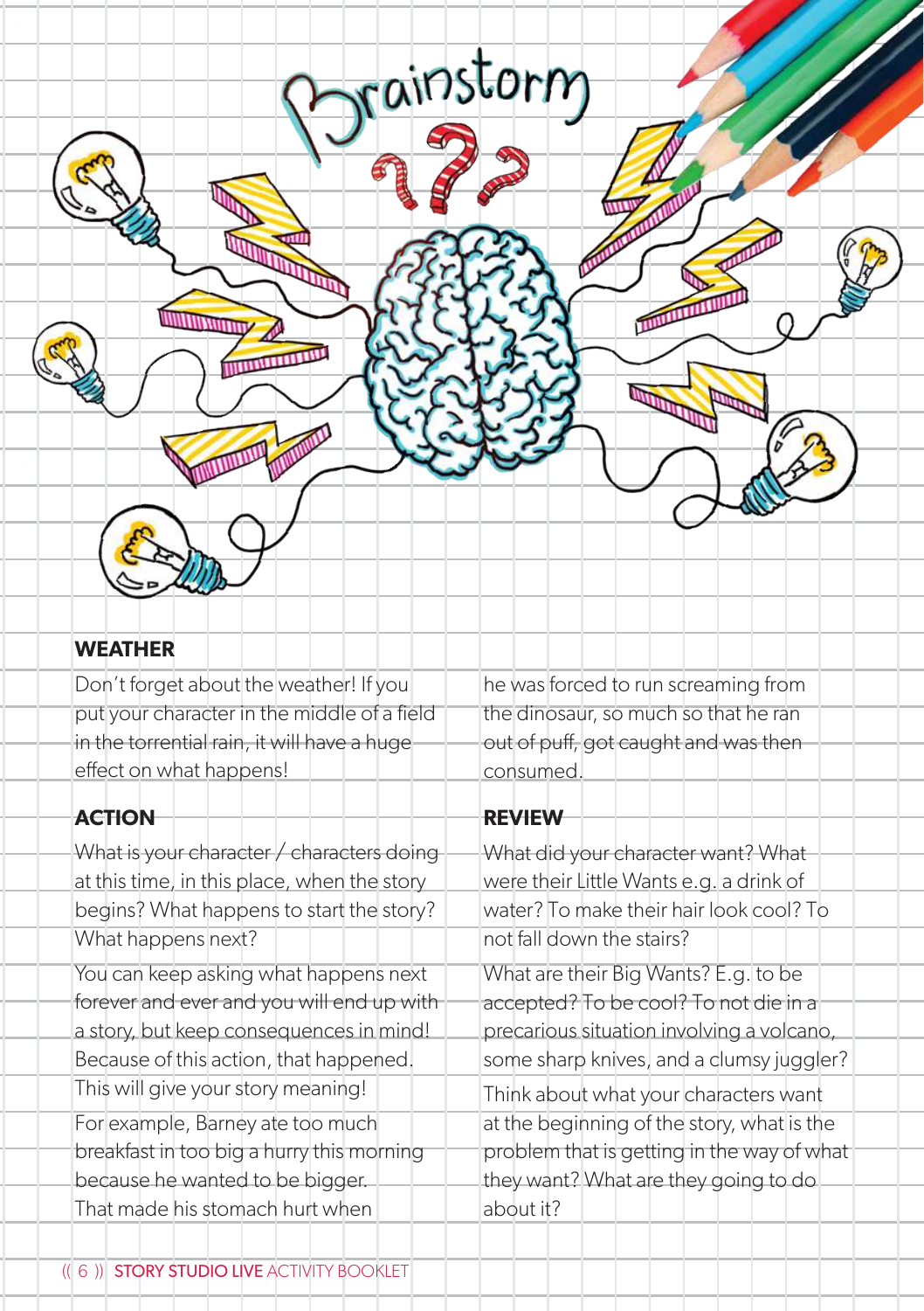# Brainstorm

## WEATHER

Don't forget about the weather! If you put your character in the middle of a field in the torrential rain, it will have a huge effect on what happens!

## ACTION

What is your character / characters doing at this time, in this place, when the story begins? What happens to start the story? What happens next?

You can keep asking what happens next forever and ever and you will end up with a story, but keep consequences in mind! Because of this action, that happened. This will give your story meaning!

For example, Barney ate too much breakfast in too big a hurry this morning because he wanted to be bigger. That made his stomach hurt when he was forced to run screaming from the dinosaur, so much so that he ran out of puff, got caught and was then consumed.

## REVIEW

What did your character want? What were their Little Wants e.g. a drink of water? To make their hair look cool? To not fall down the stairs?

What are their Big Wants? E.g. to be accepted? To be cool? To not die in a precarious situation involving a volcano, some sharp knives, and a clumsy juggler?

Think about what your characters want at the beginning of the story, what is the problem that is getting in the way of what they want? What are they going to do about it?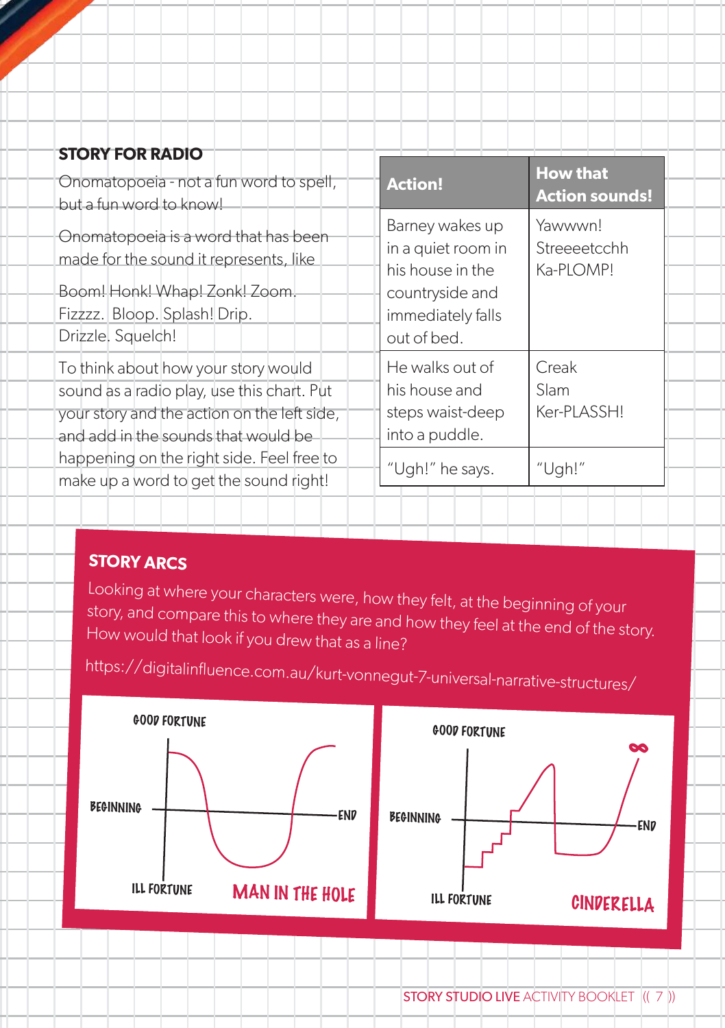## STORY FOR RADIO

Onomatopoeia - not a fun word to spell, but a fun word to know!

Onomatopoeia is a word that has been made for the sound it represents, like

Boom! Honk! Whap! Zonk! Zoom. Fizzzz. Bloop. Splash! Drip. Drizzle. Squelch!

To think about how your story would sound as a radio play, use this chart. Put your story and the action on the left side, and add in the sounds that would be happening on the right side. Feel free to make up a word to get the sound right!

| Action! | How that Action sounds! |
|---|---|
| Barney wakes up in a quiet room in his house in the countryside and immediately falls out of bed. | Yawwwn! Streeeetcchh Ka-PLOMP! |
| He walks out of his house and steps waist-deep into a puddle. | Creak Slam Ker-PLASSH! |
| "Ugh!" he says. | "Ugh!" |

## STORY ARCS

Looking at where your characters were, how they felt, at the beginning of your story, and compare this to where they are and how they feel at the end of the story. How would that look if you drew that as a line?

https://digitalinfluence.com.au/kurt-vonnegut-7-universal-narrative-structures/

GOOD FORTUNE — BEGINNING — END — ILL FORTUNE

MAN IN THE HOLE

GOOD FORTUNE — BEGINNING — END — ILL FORTUNE — ∞

CINDERELLA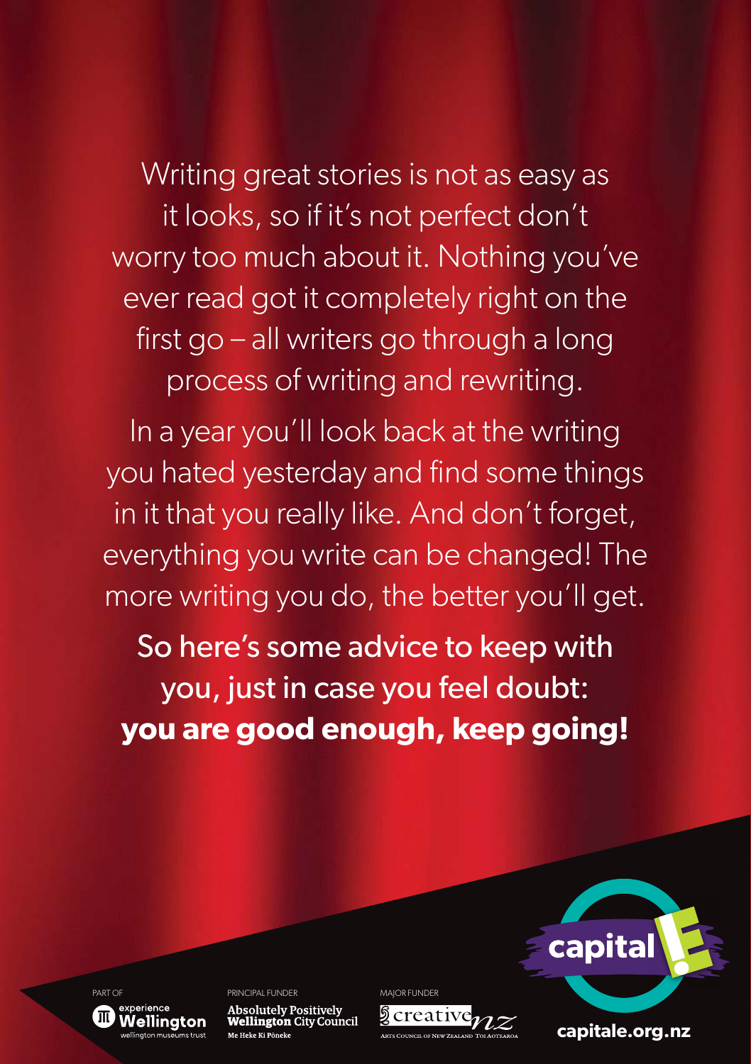Writing great stories is not as easy as it looks, so if it's not perfect don't worry too much about it. Nothing you've ever read got it completely right on the first go – all writers go through a long process of writing and rewriting.

In a year you'll look back at the writing you hated yesterday and find some things in it that you really like. And don't forget, everything you write can be changed! The more writing you do, the better you'll get.

So here's some advice to keep with you, just in case you feel doubt:
**you are good enough, keep going!**

PART OF
experience Wellington
wellington museums trust

PRINCIPAL FUNDER
Absolutely Positively Wellington City Council
Me Heke Ki Pōneke

MAJOR FUNDER
creative nz
Arts Council of New Zealand Toi Aotearoa

capital E

capitale.org.nz